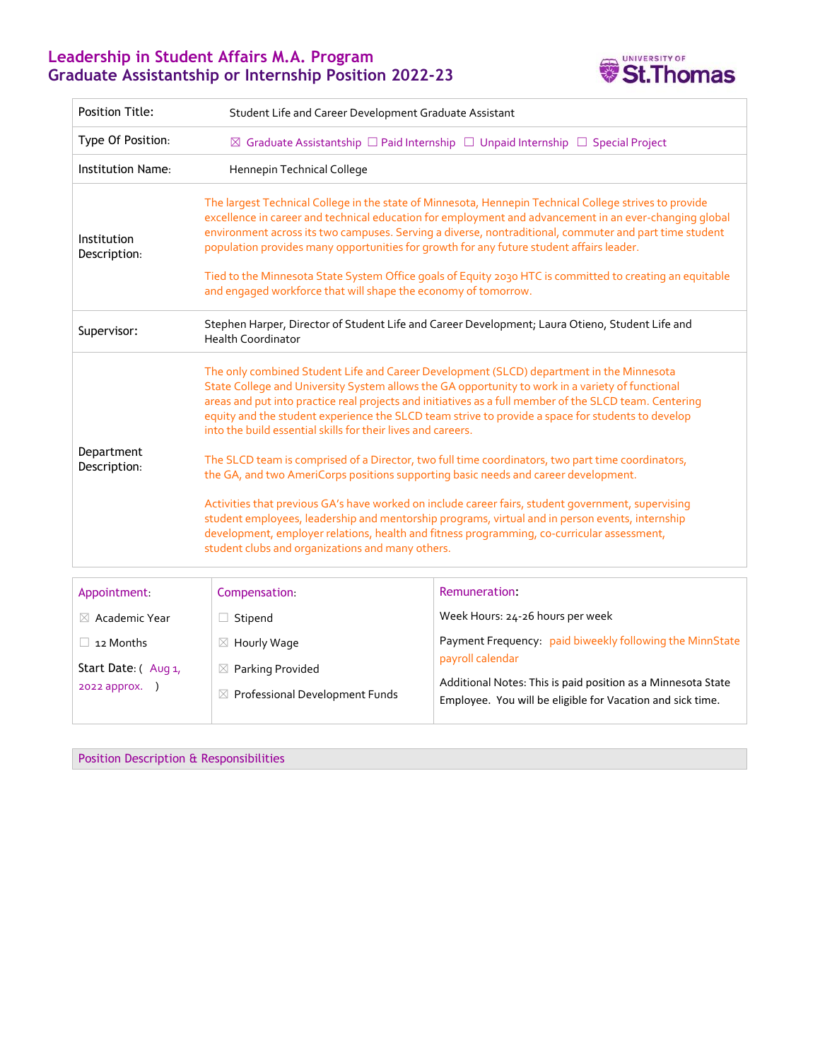# Leadership in Student Affairs M.A. Program
## Graduate Assistantship or Internship Position 2022-23

| | |
|---|---|
| Position Title: | Student Life and Career Development Graduate Assistant |
| Type Of Position: | ☒ Graduate Assistantship ☐ Paid Internship ☐ Unpaid Internship ☐ Special Project |
| Institution Name: | Hennepin Technical College |
| Institution Description: | The largest Technical College in the state of Minnesota, Hennepin Technical College strives to provide excellence in career and technical education for employment and advancement in an ever-changing global environment across its two campuses. Serving a diverse, nontraditional, commuter and part time student population provides many opportunities for growth for any future student affairs leader.<br><br>Tied to the Minnesota State System Office goals of Equity 2030 HTC is committed to creating an equitable and engaged workforce that will shape the economy of tomorrow. |
| Supervisor: | Stephen Harper, Director of Student Life and Career Development; Laura Otieno, Student Life and Health Coordinator |
| Department Description: | The only combined Student Life and Career Development (SLCD) department in the Minnesota State College and University System allows the GA opportunity to work in a variety of functional areas and put into practice real projects and initiatives as a full member of the SLCD team. Centering equity and the student experience the SLCD team strive to provide a space for students to develop into the build essential skills for their lives and careers.<br><br>The SLCD team is comprised of a Director, two full time coordinators, two part time coordinators, the GA, and two AmeriCorps positions supporting basic needs and career development.<br><br>Activities that previous GA's have worked on include career fairs, student government, supervising student employees, leadership and mentorship programs, virtual and in person events, internship development, employer relations, health and fitness programming, co-curricular assessment, student clubs and organizations and many others. |

| Appointment: | Compensation: | Remuneration: |
|---|---|---|
| ☒ Academic Year<br><br>☐ 12 Months<br><br>Start Date: ( Aug 1, 2022 approx. ) | ☐ Stipend<br><br>☒ Hourly Wage<br><br>☒ Parking Provided<br><br>☒ Professional Development Funds | Week Hours: 24-26 hours per week<br><br>Payment Frequency: paid biweekly following the MinnState payroll calendar<br><br>Additional Notes: This is paid position as a Minnesota State Employee. You will be eligible for Vacation and sick time. |

## Position Description & Responsibilities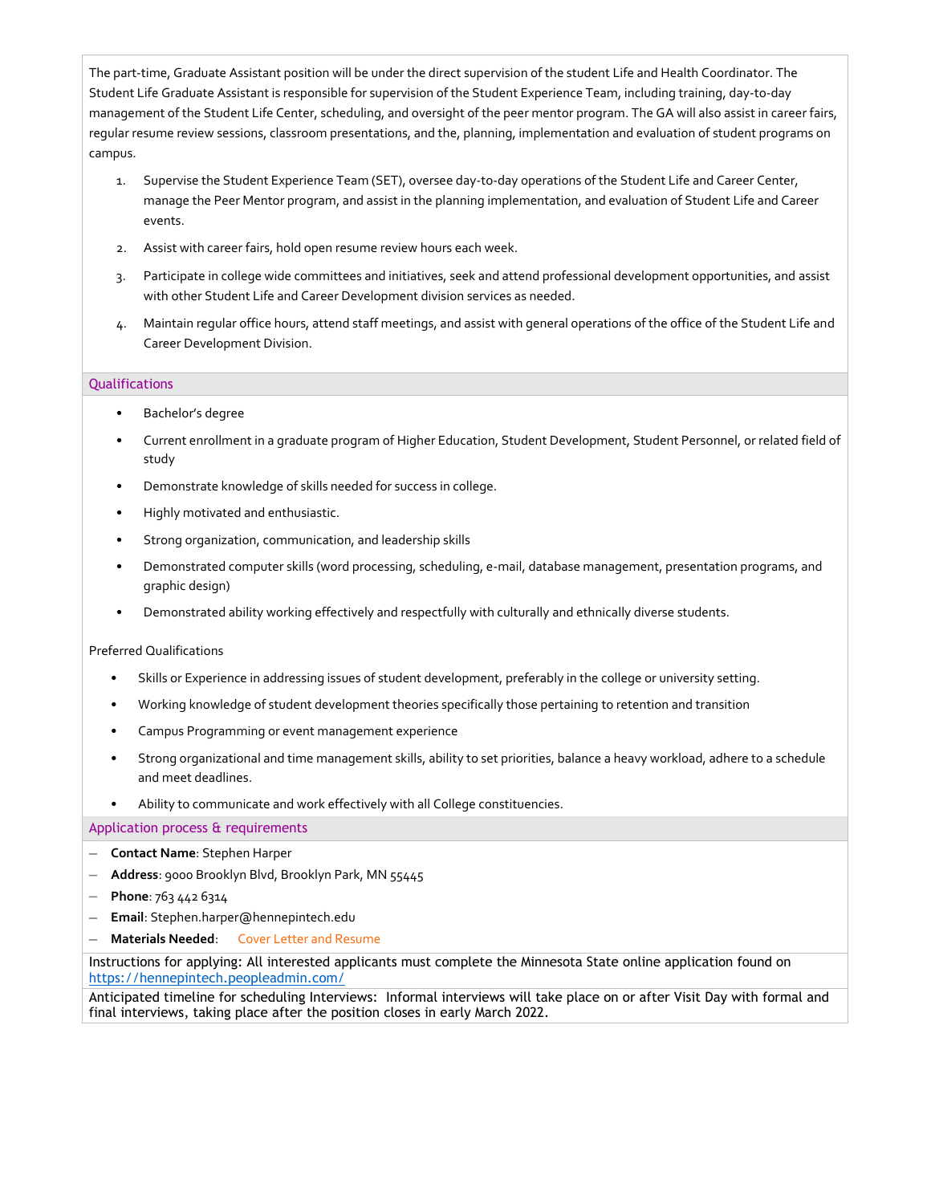The part-time, Graduate Assistant position will be under the direct supervision of the student Life and Health Coordinator. The Student Life Graduate Assistant is responsible for supervision of the Student Experience Team, including training, day-to-day management of the Student Life Center, scheduling, and oversight of the peer mentor program. The GA will also assist in career fairs, regular resume review sessions, classroom presentations, and the, planning, implementation and evaluation of student programs on campus.

1. Supervise the Student Experience Team (SET), oversee day-to-day operations of the Student Life and Career Center, manage the Peer Mentor program, and assist in the planning implementation, and evaluation of Student Life and Career events.
2. Assist with career fairs, hold open resume review hours each week.
3. Participate in college wide committees and initiatives, seek and attend professional development opportunities, and assist with other Student Life and Career Development division services as needed.
4. Maintain regular office hours, attend staff meetings, and assist with general operations of the office of the Student Life and Career Development Division.

## Qualifications

- Bachelor's degree
- Current enrollment in a graduate program of Higher Education, Student Development, Student Personnel, or related field of study
- Demonstrate knowledge of skills needed for success in college.
- Highly motivated and enthusiastic.
- Strong organization, communication, and leadership skills
- Demonstrated computer skills (word processing, scheduling, e-mail, database management, presentation programs, and graphic design)
- Demonstrated ability working effectively and respectfully with culturally and ethnically diverse students.

Preferred Qualifications

- Skills or Experience in addressing issues of student development, preferably in the college or university setting.
- Working knowledge of student development theories specifically those pertaining to retention and transition
- Campus Programming or event management experience
- Strong organizational and time management skills, ability to set priorities, balance a heavy workload, adhere to a schedule and meet deadlines.
- Ability to communicate and work effectively with all College constituencies.

## Application process & requirements

- **Contact Name**: Stephen Harper
- **Address**: 9000 Brooklyn Blvd, Brooklyn Park, MN 55445
- **Phone**: 763 442 6314
- **Email**: Stephen.harper@hennepintech.edu
- **Materials Needed**: Cover Letter and Resume

Instructions for applying: All interested applicants must complete the Minnesota State online application found on https://hennepintech.peopleadmin.com/

Anticipated timeline for scheduling Interviews: Informal interviews will take place on or after Visit Day with formal and final interviews, taking place after the position closes in early March 2022.